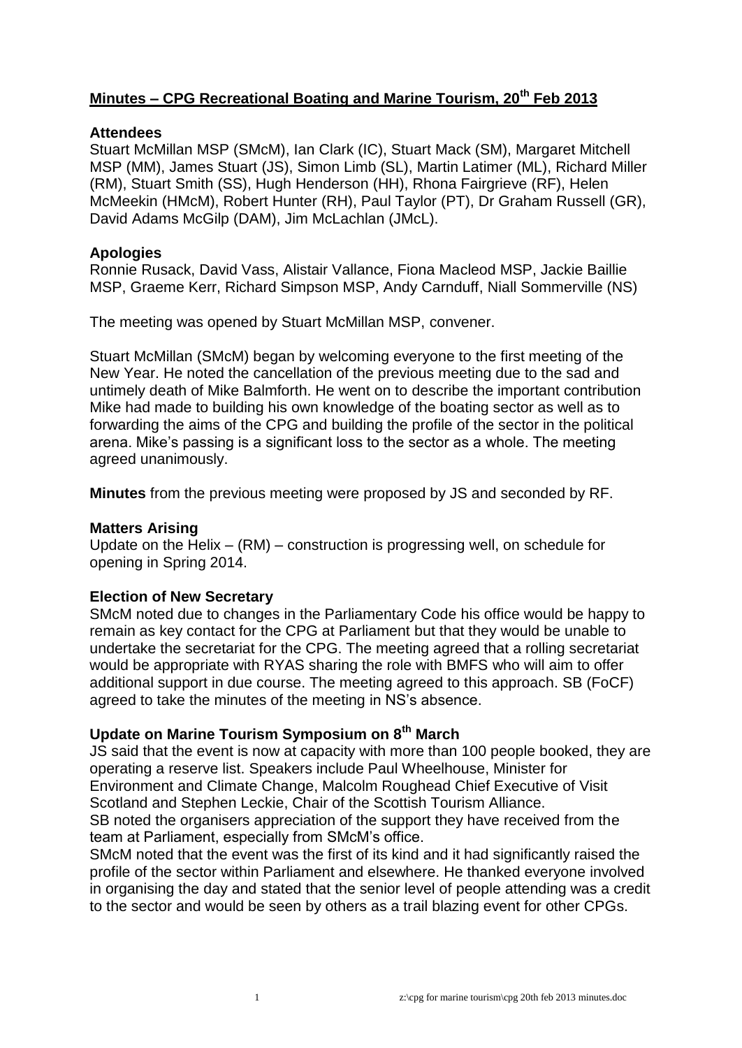# Minutes – CPG Recreational Boating and Marine Tourism, 20th Feb 2013

### Attendees

Stuart McMillan MSP (SMcM), Ian Clark (IC), Stuart Mack (SM), Margaret Mitchell MSP (MM), James Stuart (JS), Simon Limb (SL), Martin Latimer (ML), Richard Miller (RM), Stuart Smith (SS), Hugh Henderson (HH), Rhona Fairgrieve (RF), Helen McMeekin (HMcM), Robert Hunter (RH), Paul Taylor (PT), Dr Graham Russell (GR), David Adams McGilp (DAM), Jim McLachlan (JMcL).

### Apologies

Ronnie Rusack, David Vass, Alistair Vallance, Fiona Macleod MSP, Jackie Baillie MSP, Graeme Kerr, Richard Simpson MSP, Andy Carnduff, Niall Sommerville (NS)

The meeting was opened by Stuart McMillan MSP, convener.

Stuart McMillan (SMcM) began by welcoming everyone to the first meeting of the New Year. He noted the cancellation of the previous meeting due to the sad and untimely death of Mike Balmforth. He went on to describe the important contribution Mike had made to building his own knowledge of the boating sector as well as to forwarding the aims of the CPG and building the profile of the sector in the political arena. Mike's passing is a significant loss to the sector as a whole. The meeting agreed unanimously.

**Minutes** from the previous meeting were proposed by JS and seconded by RF.

### Matters Arising

Update on the Helix – (RM) – construction is progressing well, on schedule for opening in Spring 2014.

### Election of New Secretary

SMcM noted due to changes in the Parliamentary Code his office would be happy to remain as key contact for the CPG at Parliament but that they would be unable to undertake the secretariat for the CPG. The meeting agreed that a rolling secretariat would be appropriate with RYAS sharing the role with BMFS who will aim to offer additional support in due course. The meeting agreed to this approach. SB (FoCF) agreed to take the minutes of the meeting in NS's absence.

### Update on Marine Tourism Symposium on 8th March

JS said that the event is now at capacity with more than 100 people booked, they are operating a reserve list. Speakers include Paul Wheelhouse, Minister for Environment and Climate Change, Malcolm Roughead Chief Executive of Visit Scotland and Stephen Leckie, Chair of the Scottish Tourism Alliance.

SB noted the organisers appreciation of the support they have received from the team at Parliament, especially from SMcM's office.

SMcM noted that the event was the first of its kind and it had significantly raised the profile of the sector within Parliament and elsewhere. He thanked everyone involved in organising the day and stated that the senior level of people attending was a credit to the sector and would be seen by others as a trail blazing event for other CPGs.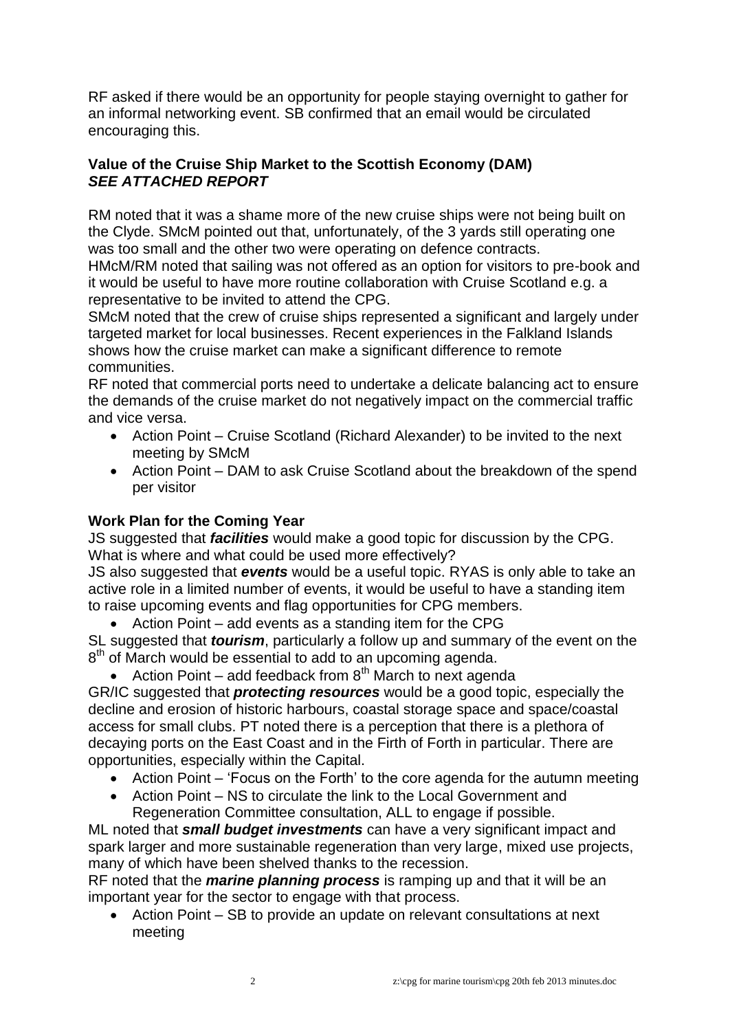RF asked if there would be an opportunity for people staying overnight to gather for an informal networking event. SB confirmed that an email would be circulated encouraging this.

**Value of the Cruise Ship Market to the Scottish Economy (DAM)**
***SEE ATTACHED REPORT***

RM noted that it was a shame more of the new cruise ships were not being built on the Clyde. SMcM pointed out that, unfortunately, of the 3 yards still operating one was too small and the other two were operating on defence contracts.
HMcM/RM noted that sailing was not offered as an option for visitors to pre-book and it would be useful to have more routine collaboration with Cruise Scotland e.g. a representative to be invited to attend the CPG.
SMcM noted that the crew of cruise ships represented a significant and largely under targeted market for local businesses. Recent experiences in the Falkland Islands shows how the cruise market can make a significant difference to remote communities.
RF noted that commercial ports need to undertake a delicate balancing act to ensure the demands of the cruise market do not negatively impact on the commercial traffic and vice versa.

- Action Point – Cruise Scotland (Richard Alexander) to be invited to the next meeting by SMcM
- Action Point – DAM to ask Cruise Scotland about the breakdown of the spend per visitor

**Work Plan for the Coming Year**

JS suggested that ***facilities*** would make a good topic for discussion by the CPG. What is where and what could be used more effectively?
JS also suggested that ***events*** would be a useful topic. RYAS is only able to take an active role in a limited number of events, it would be useful to have a standing item to raise upcoming events and flag opportunities for CPG members.

- Action Point – add events as a standing item for the CPG

SL suggested that ***tourism***, particularly a follow up and summary of the event on the 8th of March would be essential to add to an upcoming agenda.

- Action Point – add feedback from 8th March to next agenda

GR/IC suggested that ***protecting resources*** would be a good topic, especially the decline and erosion of historic harbours, coastal storage space and space/coastal access for small clubs. PT noted there is a perception that there is a plethora of decaying ports on the East Coast and in the Firth of Forth in particular. There are opportunities, especially within the Capital.

- Action Point – 'Focus on the Forth' to the core agenda for the autumn meeting
- Action Point – NS to circulate the link to the Local Government and Regeneration Committee consultation, ALL to engage if possible.

ML noted that ***small budget investments*** can have a very significant impact and spark larger and more sustainable regeneration than very large, mixed use projects, many of which have been shelved thanks to the recession.
RF noted that the ***marine planning process*** is ramping up and that it will be an important year for the sector to engage with that process.

- Action Point – SB to provide an update on relevant consultations at next meeting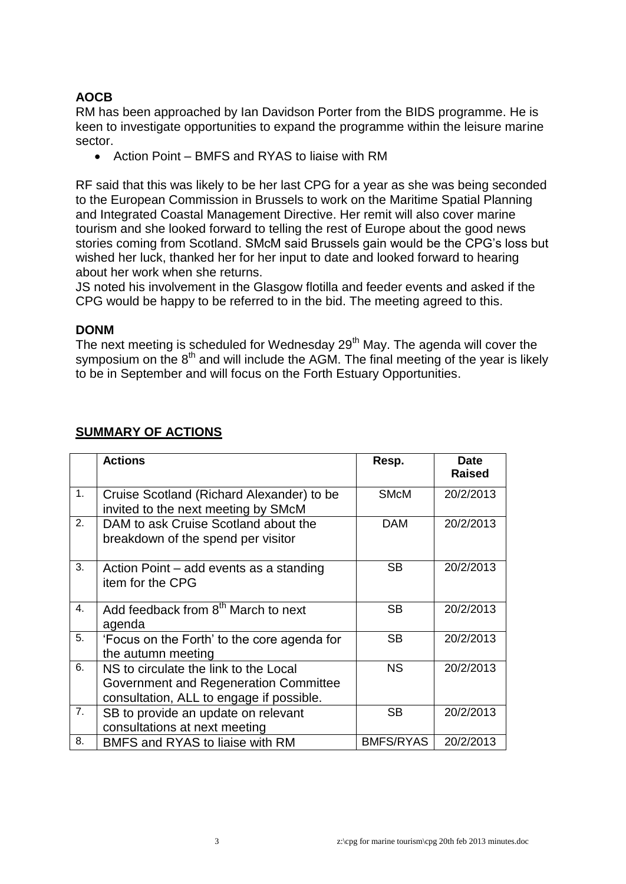**AOCB**

RM has been approached by Ian Davidson Porter from the BIDS programme. He is keen to investigate opportunities to expand the programme within the leisure marine sector.

- Action Point – BMFS and RYAS to liaise with RM

RF said that this was likely to be her last CPG for a year as she was being seconded to the European Commission in Brussels to work on the Maritime Spatial Planning and Integrated Coastal Management Directive. Her remit will also cover marine tourism and she looked forward to telling the rest of Europe about the good news stories coming from Scotland. SMcM said Brussels gain would be the CPG's loss but wished her luck, thanked her for her input to date and looked forward to hearing about her work when she returns.

JS noted his involvement in the Glasgow flotilla and feeder events and asked if the CPG would be happy to be referred to in the bid. The meeting agreed to this.

**DONM**

The next meeting is scheduled for Wednesday 29th May. The agenda will cover the symposium on the 8th and will include the AGM. The final meeting of the year is likely to be in September and will focus on the Forth Estuary Opportunities.

**SUMMARY OF ACTIONS**

| | Actions | Resp. | Date Raised |
|---|---|---|---|
| 1. | Cruise Scotland (Richard Alexander) to be invited to the next meeting by SMcM | SMcM | 20/2/2013 |
| 2. | DAM to ask Cruise Scotland about the breakdown of the spend per visitor | DAM | 20/2/2013 |
| 3. | Action Point – add events as a standing item for the CPG | SB | 20/2/2013 |
| 4. | Add feedback from 8th March to next agenda | SB | 20/2/2013 |
| 5. | 'Focus on the Forth' to the core agenda for the autumn meeting | SB | 20/2/2013 |
| 6. | NS to circulate the link to the Local Government and Regeneration Committee consultation, ALL to engage if possible. | NS | 20/2/2013 |
| 7. | SB to provide an update on relevant consultations at next meeting | SB | 20/2/2013 |
| 8. | BMFS and RYAS to liaise with RM | BMFS/RYAS | 20/2/2013 |